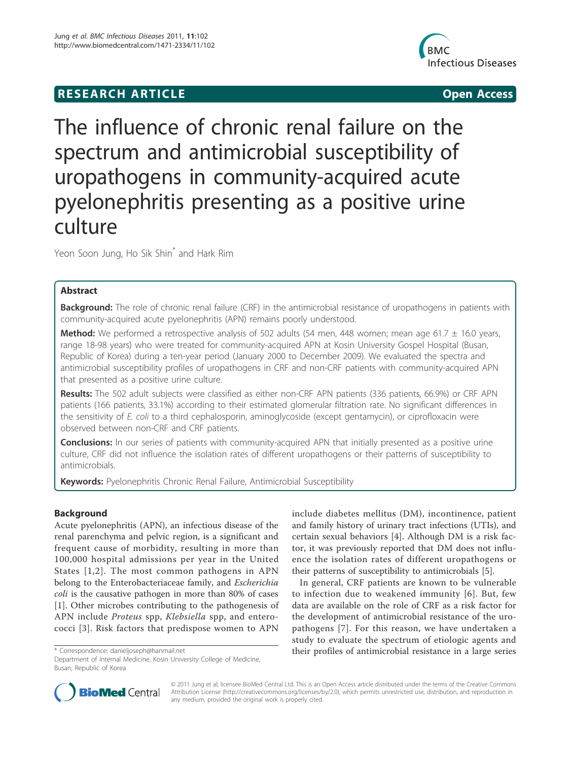RESEARCH ARTICLE Open Access

# The influence of chronic renal failure on the spectrum and antimicrobial susceptibility of uropathogens in community-acquired acute pyelonephritis presenting as a positive urine culture

Yeon Soon Jung, Ho Sik Shin* and Hark Rim

## Abstract

**Background:** The role of chronic renal failure (CRF) in the antimicrobial resistance of uropathogens in patients with community-acquired acute pyelonephritis (APN) remains poorly understood.

**Method:** We performed a retrospective analysis of 502 adults (54 men, 448 women; mean age 61.7 ± 16.0 years, range 18-98 years) who were treated for community-acquired APN at Kosin University Gospel Hospital (Busan, Republic of Korea) during a ten-year period (January 2000 to December 2009). We evaluated the spectra and antimicrobial susceptibility profiles of uropathogens in CRF and non-CRF patients with community-acquired APN that presented as a positive urine culture.

**Results:** The 502 adult subjects were classified as either non-CRF APN patients (336 patients, 66.9%) or CRF APN patients (166 patients, 33.1%) according to their estimated glomerular filtration rate. No significant differences in the sensitivity of *E. coli* to a third cephalosporin, aminoglycoside (except gentamycin), or ciprofloxacin were observed between non-CRF and CRF patients.

**Conclusions:** In our series of patients with community-acquired APN that initially presented as a positive urine culture, CRF did not influence the isolation rates of different uropathogens or their patterns of susceptibility to antimicrobials.

**Keywords:** Pyelonephritis Chronic Renal Failure, Antimicrobial Susceptibility

## Background

Acute pyelonephritis (APN), an infectious disease of the renal parenchyma and pelvic region, is a significant and frequent cause of morbidity, resulting in more than 100,000 hospital admissions per year in the United States [1,2]. The most common pathogens in APN belong to the Enterobacteriaceae family, and *Escherichia coli* is the causative pathogen in more than 80% of cases [1]. Other microbes contributing to the pathogenesis of APN include *Proteus* spp, *Klebsiella* spp, and enterococci [3]. Risk factors that predispose women to APN include diabetes mellitus (DM), incontinence, patient and family history of urinary tract infections (UTIs), and certain sexual behaviors [4]. Although DM is a risk factor, it was previously reported that DM does not influence the isolation rates of different uropathogens or their patterns of susceptibility to antimicrobials [5].

In general, CRF patients are known to be vulnerable to infection due to weakened immunity [6]. But, few data are available on the role of CRF as a risk factor for the development of antimicrobial resistance of the uropathogens [7]. For this reason, we have undertaken a study to evaluate the spectrum of etiologic agents and their profiles of antimicrobial resistance in a large series

\* Correspondence: danieljoseph@hanmail.net
Department of Internal Medicine, Kosin University College of Medicine, Busan, Republic of Korea

© 2011 Jung et al; licensee BioMed Central Ltd. This is an Open Access article distributed under the terms of the Creative Commons Attribution License (http://creativecommons.org/licenses/by/2.0), which permits unrestricted use, distribution, and reproduction in any medium, provided the original work is properly cited.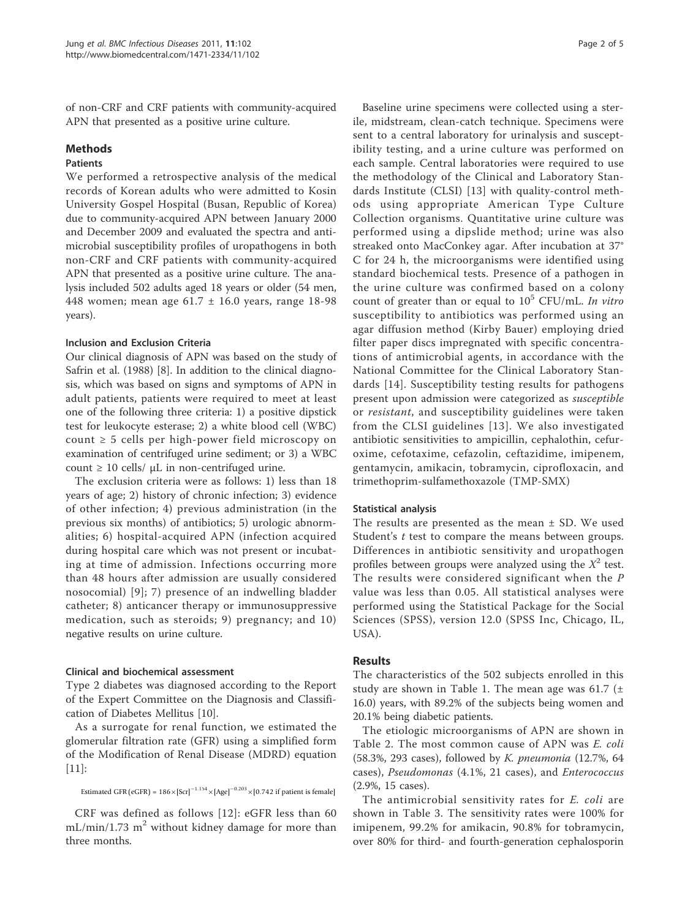of non-CRF and CRF patients with community-acquired APN that presented as a positive urine culture.

## Methods

### Patients

We performed a retrospective analysis of the medical records of Korean adults who were admitted to Kosin University Gospel Hospital (Busan, Republic of Korea) due to community-acquired APN between January 2000 and December 2009 and evaluated the spectra and antimicrobial susceptibility profiles of uropathogens in both non-CRF and CRF patients with community-acquired APN that presented as a positive urine culture. The analysis included 502 adults aged 18 years or older (54 men, 448 women; mean age 61.7 ± 16.0 years, range 18-98 years).

#### Inclusion and Exclusion Criteria

Our clinical diagnosis of APN was based on the study of Safrin et al. (1988) [8]. In addition to the clinical diagnosis, which was based on signs and symptoms of APN in adult patients, patients were required to meet at least one of the following three criteria: 1) a positive dipstick test for leukocyte esterase; 2) a white blood cell (WBC) count ≥ 5 cells per high-power field microscopy on examination of centrifuged urine sediment; or 3) a WBC count ≥ 10 cells/ μL in non-centrifuged urine.

The exclusion criteria were as follows: 1) less than 18 years of age; 2) history of chronic infection; 3) evidence of other infection; 4) previous administration (in the previous six months) of antibiotics; 5) urologic abnormalities; 6) hospital-acquired APN (infection acquired during hospital care which was not present or incubating at time of admission. Infections occurring more than 48 hours after admission are usually considered nosocomial) [9]; 7) presence of an indwelling bladder catheter; 8) anticancer therapy or immunosuppressive medication, such as steroids; 9) pregnancy; and 10) negative results on urine culture.

#### Clinical and biochemical assessment

Type 2 diabetes was diagnosed according to the Report of the Expert Committee on the Diagnosis and Classification of Diabetes Mellitus [10].

As a surrogate for renal function, we estimated the glomerular filtration rate (GFR) using a simplified form of the Modification of Renal Disease (MDRD) equation [11]:

$$\text{Estimated GFR (eGFR)} = 186 \times [\text{Scr}]^{-1.154} \times [\text{Age}]^{-0.203} \times [0.742 \text{ if patient is female}]$$

CRF was defined as follows [12]: eGFR less than 60 mL/min/1.73 $m^2$ without kidney damage for more than three months.

Baseline urine specimens were collected using a sterile, midstream, clean-catch technique. Specimens were sent to a central laboratory for urinalysis and susceptibility testing, and a urine culture was performed on each sample. Central laboratories were required to use the methodology of the Clinical and Laboratory Standards Institute (CLSI) [13] with quality-control methods using appropriate American Type Culture Collection organisms. Quantitative urine culture was performed using a dipslide method; urine was also streaked onto MacConkey agar. After incubation at 37° C for 24 h, the microorganisms were identified using standard biochemical tests. Presence of a pathogen in the urine culture was confirmed based on a colony count of greater than or equal to $10^5$ CFU/mL. *In vitro* susceptibility to antibiotics was performed using an agar diffusion method (Kirby Bauer) employing dried filter paper discs impregnated with specific concentrations of antimicrobial agents, in accordance with the National Committee for the Clinical Laboratory Standards [14]. Susceptibility testing results for pathogens present upon admission were categorized as *susceptible* or *resistant*, and susceptibility guidelines were taken from the CLSI guidelines [13]. We also investigated antibiotic sensitivities to ampicillin, cephalothin, cefuroxime, cefotaxime, cefazolin, ceftazidime, imipenem, gentamycin, amikacin, tobramycin, ciprofloxacin, and trimethoprim-sulfamethoxazole (TMP-SMX)

#### Statistical analysis

The results are presented as the mean ± SD. We used Student's *t* test to compare the means between groups. Differences in antibiotic sensitivity and uropathogen profiles between groups were analyzed using the $X^2$ test. The results were considered significant when the *P* value was less than 0.05. All statistical analyses were performed using the Statistical Package for the Social Sciences (SPSS), version 12.0 (SPSS Inc, Chicago, IL, USA).

## Results

The characteristics of the 502 subjects enrolled in this study are shown in Table 1. The mean age was 61.7 (± 16.0) years, with 89.2% of the subjects being women and 20.1% being diabetic patients.

The etiologic microorganisms of APN are shown in Table 2. The most common cause of APN was *E. coli* (58.3%, 293 cases), followed by *K. pneumonia* (12.7%, 64 cases), *Pseudomonas* (4.1%, 21 cases), and *Enterococcus* (2.9%, 15 cases).

The antimicrobial sensitivity rates for *E. coli* are shown in Table 3. The sensitivity rates were 100% for imipenem, 99.2% for amikacin, 90.8% for tobramycin, over 80% for third- and fourth-generation cephalosporin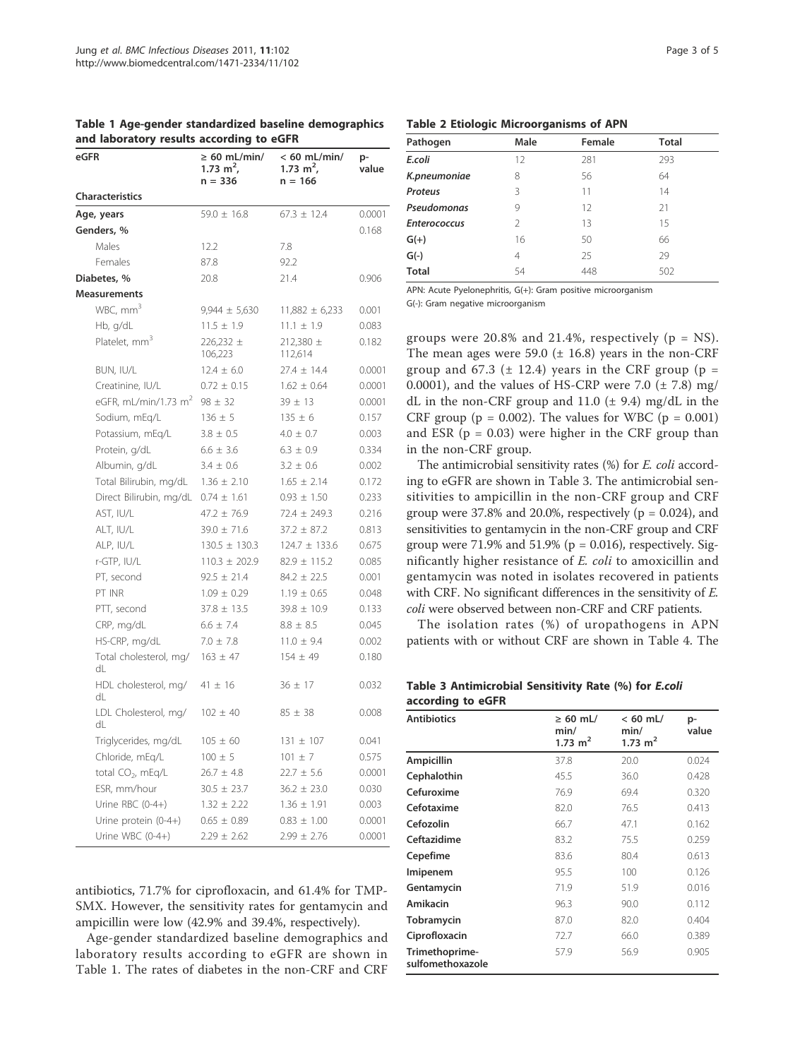**Table 1 Age-gender standardized baseline demographics and laboratory results according to eGFR**

| eGFR | ≥ 60 mL/min/ 1.73 $m^2$, n = 336 | < 60 mL/min/ 1.73 $m^2$, n = 166 | p-value |
|---|---|---|---|
| **Characteristics** | | | |
| **Age, years** | 59.0 ± 16.8 | 67.3 ± 12.4 | 0.0001 |
| **Genders, %** | | | 0.168 |
| Males | 12.2 | 7.8 | |
| Females | 87.8 | 92.2 | |
| **Diabetes, %** | 20.8 | 21.4 | 0.906 |
| **Measurements** | | | |
| WBC, $mm^3$ | 9,944 ± 5,630 | 11,882 ± 6,233 | 0.001 |
| Hb, g/dL | 11.5 ± 1.9 | 11.1 ± 1.9 | 0.083 |
| Platelet, $mm^3$ | 226,232 ± 106,223 | 212,380 ± 112,614 | 0.182 |
| BUN, IU/L | 12.4 ± 6.0 | 27.4 ± 14.4 | 0.0001 |
| Creatinine, IU/L | 0.72 ± 0.15 | 1.62 ± 0.64 | 0.0001 |
| eGFR, mL/min/1.73 $m^2$ | 98 ± 32 | 39 ± 13 | 0.0001 |
| Sodium, mEq/L | 136 ± 5 | 135 ± 6 | 0.157 |
| Potassium, mEq/L | 3.8 ± 0.5 | 4.0 ± 0.7 | 0.003 |
| Protein, g/dL | 6.6 ± 3.6 | 6.3 ± 0.9 | 0.334 |
| Albumin, g/dL | 3.4 ± 0.6 | 3.2 ± 0.6 | 0.002 |
| Total Bilirubin, mg/dL | 1.36 ± 2.10 | 1.65 ± 2.14 | 0.172 |
| Direct Bilirubin, mg/dL | 0.74 ± 1.61 | 0.93 ± 1.50 | 0.233 |
| AST, IU/L | 47.2 ± 76.9 | 72.4 ± 249.3 | 0.216 |
| ALT, IU/L | 39.0 ± 71.6 | 37.2 ± 87.2 | 0.813 |
| ALP, IU/L | 130.5 ± 130.3 | 124.7 ± 133.6 | 0.675 |
| r-GTP, IU/L | 110.3 ± 202.9 | 82.9 ± 115.2 | 0.085 |
| PT, second | 92.5 ± 21.4 | 84.2 ± 22.5 | 0.001 |
| PT INR | 1.09 ± 0.29 | 1.19 ± 0.65 | 0.048 |
| PTT, second | 37.8 ± 13.5 | 39.8 ± 10.9 | 0.133 |
| CRP, mg/dL | 6.6 ± 7.4 | 8.8 ± 8.5 | 0.045 |
| HS-CRP, mg/dL | 7.0 ± 7.8 | 11.0 ± 9.4 | 0.002 |
| Total cholesterol, mg/dL | 163 ± 47 | 154 ± 49 | 0.180 |
| HDL cholesterol, mg/dL | 41 ± 16 | 36 ± 17 | 0.032 |
| LDL Cholesterol, mg/dL | 102 ± 40 | 85 ± 38 | 0.008 |
| Triglycerides, mg/dL | 105 ± 60 | 131 ± 107 | 0.041 |
| Chloride, mEq/L | 100 ± 5 | 101 ± 7 | 0.575 |
| total $CO_2$, mEq/L | 26.7 ± 4.8 | 22.7 ± 5.6 | 0.0001 |
| ESR, mm/hour | 30.5 ± 23.7 | 36.2 ± 23.0 | 0.030 |
| Urine RBC (0-4+) | 1.32 ± 2.22 | 1.36 ± 1.91 | 0.003 |
| Urine protein (0-4+) | 0.65 ± 0.89 | 0.83 ± 1.00 | 0.0001 |
| Urine WBC (0-4+) | 2.29 ± 2.62 | 2.99 ± 2.76 | 0.0001 |

antibiotics, 71.7% for ciprofloxacin, and 61.4% for TMP-SMX. However, the sensitivity rates for gentamycin and ampicillin were low (42.9% and 39.4%, respectively).

Age-gender standardized baseline demographics and laboratory results according to eGFR are shown in Table 1. The rates of diabetes in the non-CRF and CRF groups were 20.8% and 21.4%, respectively (p = NS). The mean ages were 59.0 (± 16.8) years in the non-CRF group and 67.3 (± 12.4) years in the CRF group (p = 0.0001), and the values of HS-CRP were 7.0 (± 7.8) mg/dL in the non-CRF group and 11.0 (± 9.4) mg/dL in the CRF group (p = 0.002). The values for WBC (p = 0.001) and ESR (p = 0.03) were higher in the CRF group than in the non-CRF group.

The antimicrobial sensitivity rates (%) for *E. coli* according to eGFR are shown in Table 3. The antimicrobial sensitivities to ampicillin in the non-CRF group and CRF group were 37.8% and 20.0%, respectively (p = 0.024), and sensitivities to gentamycin in the non-CRF group and CRF group were 71.9% and 51.9% (p = 0.016), respectively. Significantly higher resistance of *E. coli* to amoxicillin and gentamycin was noted in isolates recovered in patients with CRF. No significant differences in the sensitivity of *E. coli* were observed between non-CRF and CRF patients.

The isolation rates (%) of uropathogens in APN patients with or without CRF are shown in Table 4. The

**Table 2 Etiologic Microorganisms of APN**

| Pathogen | Male | Female | Total |
|---|---|---|---|
| ***E.coli*** | 12 | 281 | 293 |
| ***K.pneumoniae*** | 8 | 56 | 64 |
| ***Proteus*** | 3 | 11 | 14 |
| ***Pseudomonas*** | 9 | 12 | 21 |
| ***Enterococcus*** | 2 | 13 | 15 |
| **G(+)** | 16 | 50 | 66 |
| **G(-)** | 4 | 25 | 29 |
| **Total** | 54 | 448 | 502 |

APN: Acute Pyelonephritis, G(+): Gram positive microorganism
G(-): Gram negative microorganism

**Table 3 Antimicrobial Sensitivity Rate (%) for *E.coli* according to eGFR**

| Antibiotics | ≥ 60 mL/min/ 1.73 $m^2$ | < 60 mL/min/ 1.73 $m^2$ | p-value |
|---|---|---|---|
| **Ampicillin** | 37.8 | 20.0 | 0.024 |
| **Cephalothin** | 45.5 | 36.0 | 0.428 |
| **Cefuroxime** | 76.9 | 69.4 | 0.320 |
| **Cefotaxime** | 82.0 | 76.5 | 0.413 |
| **Cefozolin** | 66.7 | 47.1 | 0.162 |
| **Ceftazidime** | 83.2 | 75.5 | 0.259 |
| **Cepefime** | 83.6 | 80.4 | 0.613 |
| **Imipenem** | 95.5 | 100 | 0.126 |
| **Gentamycin** | 71.9 | 51.9 | 0.016 |
| **Amikacin** | 96.3 | 90.0 | 0.112 |
| **Tobramycin** | 87.0 | 82.0 | 0.404 |
| **Ciprofloxacin** | 72.7 | 66.0 | 0.389 |
| **Trimethoprime-sulfomethoxazole** | 57.9 | 56.9 | 0.905 |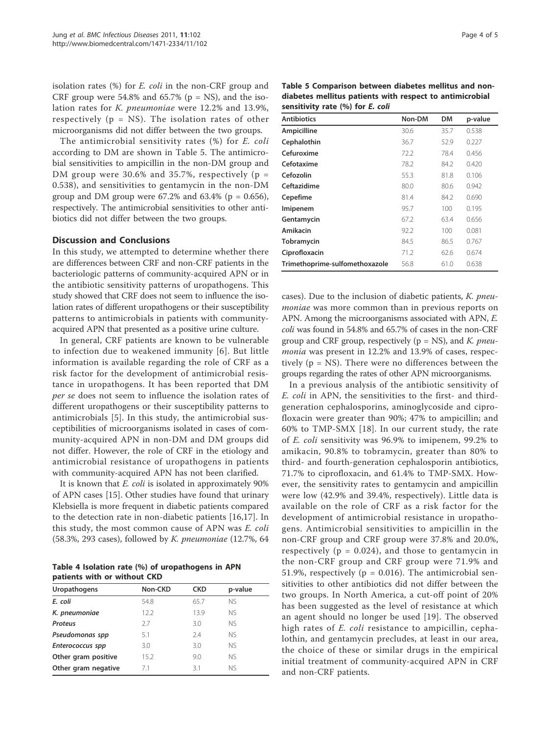isolation rates (%) for *E. coli* in the non-CRF group and CRF group were 54.8% and 65.7% (p = NS), and the isolation rates for *K. pneumoniae* were 12.2% and 13.9%, respectively (p = NS). The isolation rates of other microorganisms did not differ between the two groups.

The antimicrobial sensitivity rates (%) for *E. coli* according to DM are shown in Table 5. The antimicrobial sensitivities to ampicillin in the non-DM group and DM group were 30.6% and 35.7%, respectively (p = 0.538), and sensitivities to gentamycin in the non-DM group and DM group were 67.2% and 63.4% (p = 0.656), respectively. The antimicrobial sensitivities to other antibiotics did not differ between the two groups.

## Discussion and Conclusions

In this study, we attempted to determine whether there are differences between CRF and non-CRF patients in the bacteriologic patterns of community-acquired APN or in the antibiotic sensitivity patterns of uropathogens. This study showed that CRF does not seem to influence the isolation rates of different uropathogens or their susceptibility patterns to antimicrobials in patients with community-acquired APN that presented as a positive urine culture.

In general, CRF patients are known to be vulnerable to infection due to weakened immunity [6]. But little information is available regarding the role of CRF as a risk factor for the development of antimicrobial resistance in uropathogens. It has been reported that DM *per se* does not seem to influence the isolation rates of different uropathogens or their susceptibility patterns to antimicrobials [5]. In this study, the antimicrobial susceptibilities of microorganisms isolated in cases of community-acquired APN in non-DM and DM groups did not differ. However, the role of CRF in the etiology and antimicrobial resistance of uropathogens in patients with community-acquired APN has not been clarified.

It is known that *E. coli* is isolated in approximately 90% of APN cases [15]. Other studies have found that urinary Klebsiella is more frequent in diabetic patients compared to the detection rate in non-diabetic patients [16,17]. In this study, the most common cause of APN was *E. coli* (58.3%, 293 cases), followed by *K. pneumoniae* (12.7%, 64 cases). Due to the inclusion of diabetic patients, *K. pneumoniae* was more common than in previous reports on APN. Among the microorganisms associated with APN, *E. coli* was found in 54.8% and 65.7% of cases in the non-CRF group and CRF group, respectively (p = NS), and *K. pneumonia* was present in 12.2% and 13.9% of cases, respectively (p = NS). There were no differences between the groups regarding the rates of other APN microorganisms.

**Table 4 Isolation rate (%) of uropathogens in APN patients with or without CKD**

| Uropathogens | Non-CKD | CKD | p-value |
|---|---|---|---|
| *E. coli* | 54.8 | 65.7 | NS |
| *K. pneumoniae* | 12.2 | 13.9 | NS |
| *Proteus* | 2.7 | 3.0 | NS |
| *Pseudomonas spp* | 5.1 | 2.4 | NS |
| *Enterococcus spp* | 3.0 | 3.0 | NS |
| Other gram positive | 15.2 | 9.0 | NS |
| Other gram negative | 7.1 | 3.1 | NS |

**Table 5 Comparison between diabetes mellitus and non-diabetes mellitus patients with respect to antimicrobial sensitivity rate (%) for *E. coli***

| Antibiotics | Non-DM | DM | p-value |
|---|---|---|---|
| Ampicilline | 30.6 | 35.7 | 0.538 |
| Cephalothin | 36.7 | 52.9 | 0.227 |
| Cefuroxime | 72.2 | 78.4 | 0.456 |
| Cefotaxime | 78.2 | 84.2 | 0.420 |
| Cefozolin | 55.3 | 81.8 | 0.106 |
| Ceftazidime | 80.0 | 80.6 | 0.942 |
| Cepefime | 81.4 | 84.2 | 0.690 |
| Imipenem | 95.7 | 100 | 0.195 |
| Gentamycin | 67.2 | 63.4 | 0.656 |
| Amikacin | 92.2 | 100 | 0.081 |
| Tobramycin | 84.5 | 86.5 | 0.767 |
| Ciprofloxacin | 71.2 | 62.6 | 0.674 |
| Trimethoprime-sulfomethoxazole | 56.8 | 61.0 | 0.638 |

In a previous analysis of the antibiotic sensitivity of *E. coli* in APN, the sensitivities to the first- and third-generation cephalosporins, aminoglycoside and ciprofloxacin were greater than 90%; 47% to ampicillin; and 60% to TMP-SMX [18]. In our current study, the rate of *E. coli* sensitivity was 96.9% to imipenem, 99.2% to amikacin, 90.8% to tobramycin, greater than 80% to third- and fourth-generation cephalosporin antibiotics, 71.7% to ciprofloxacin, and 61.4% to TMP-SMX. However, the sensitivity rates to gentamycin and ampicillin were low (42.9% and 39.4%, respectively). Little data is available on the role of CRF as a risk factor for the development of antimicrobial resistance in uropathogens. Antimicrobial sensitivities to ampicillin in the non-CRF group and CRF group were 37.8% and 20.0%, respectively (p = 0.024), and those to gentamycin in the non-CRF group and CRF group were 71.9% and 51.9%, respectively (p = 0.016). The antimicrobial sensitivities to other antibiotics did not differ between the two groups. In North America, a cut-off point of 20% has been suggested as the level of resistance at which an agent should no longer be used [19]. The observed high rates of *E. coli* resistance to ampicillin, cephalothin, and gentamycin precludes, at least in our area, the choice of these or similar drugs in the empirical initial treatment of community-acquired APN in CRF and non-CRF patients.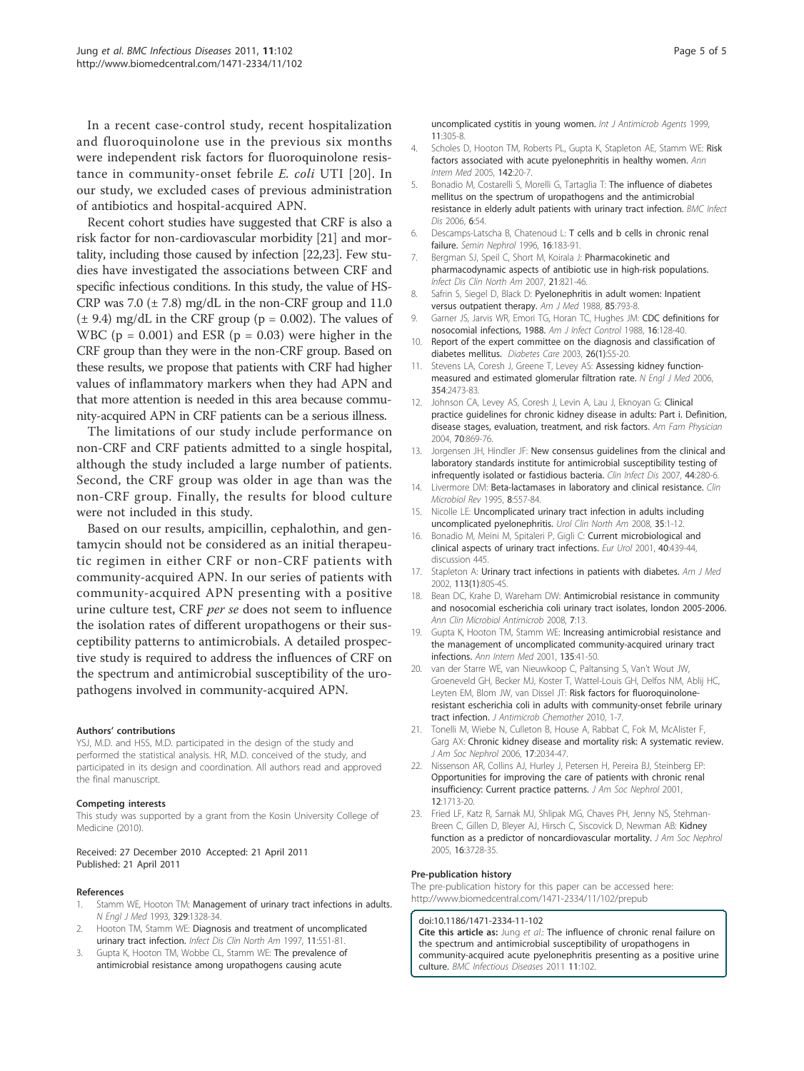In a recent case-control study, recent hospitalization and fluoroquinolone use in the previous six months were independent risk factors for fluoroquinolone resistance in community-onset febrile *E. coli* UTI [20]. In our study, we excluded cases of previous administration of antibiotics and hospital-acquired APN.

Recent cohort studies have suggested that CRF is also a risk factor for non-cardiovascular morbidity [21] and mortality, including those caused by infection [22,23]. Few studies have investigated the associations between CRF and specific infectious conditions. In this study, the value of HS-CRP was 7.0 (± 7.8) mg/dL in the non-CRF group and 11.0 (± 9.4) mg/dL in the CRF group ($p = 0.002$). The values of WBC ($p = 0.001$) and ESR ($p = 0.03$) were higher in the CRF group than they were in the non-CRF group. Based on these results, we propose that patients with CRF had higher values of inflammatory markers when they had APN and that more attention is needed in this area because community-acquired APN in CRF patients can be a serious illness.

The limitations of our study include performance on non-CRF and CRF patients admitted to a single hospital, although the study included a large number of patients. Second, the CRF group was older in age than was the non-CRF group. Finally, the results for blood culture were not included in this study.

Based on our results, ampicillin, cephalothin, and gentamycin should not be considered as an initial therapeutic regimen in either CRF or non-CRF patients with community-acquired APN. In our series of patients with community-acquired APN presenting with a positive urine culture test, CRF *per se* does not seem to influence the isolation rates of different uropathogens or their susceptibility patterns to antimicrobials. A detailed prospective study is required to address the influences of CRF on the spectrum and antimicrobial susceptibility of the uropathogens involved in community-acquired APN.

#### Authors' contributions

YSJ, M.D. and HSS, M.D. participated in the design of the study and performed the statistical analysis. HR, M.D. conceived of the study, and participated in its design and coordination. All authors read and approved the final manuscript.

#### Competing interests

This study was supported by a grant from the Kosin University College of Medicine (2010).

Received: 27 December 2010 Accepted: 21 April 2011
Published: 21 April 2011

#### References

1. Stamm WE, Hooton TM: **Management of urinary tract infections in adults.** *N Engl J Med* 1993, **329**:1328-34.
2. Hooton TM, Stamm WE: **Diagnosis and treatment of uncomplicated urinary tract infection.** *Infect Dis Clin North Am* 1997, **11**:551-81.
3. Gupta K, Hooton TM, Wobbe CL, Stamm WE: **The prevalence of antimicrobial resistance among uropathogens causing acute uncomplicated cystitis in young women.** *Int J Antimicrob Agents* 1999, **11**:305-8.
4. Scholes D, Hooton TM, Roberts PL, Gupta K, Stapleton AE, Stamm WE: **Risk factors associated with acute pyelonephritis in healthy women.** *Ann Intern Med* 2005, **142**:20-7.
5. Bonadio M, Costarelli S, Morelli G, Tartaglia T: **The influence of diabetes mellitus on the spectrum of uropathogens and the antimicrobial resistance in elderly adult patients with urinary tract infection.** *BMC Infect Dis* 2006, **6**:54.
6. Descamps-Latscha B, Chatenoud L: **T cells and b cells in chronic renal failure.** *Semin Nephrol* 1996, **16**:183-91.
7. Bergman SJ, Speil C, Short M, Koirala J: **Pharmacokinetic and pharmacodynamic aspects of antibiotic use in high-risk populations.** *Infect Dis Clin North Am* 2007, **21**:821-46.
8. Safrin S, Siegel D, Black D: **Pyelonephritis in adult women: Inpatient versus outpatient therapy.** *Am J Med* 1988, **85**:793-8.
9. Garner JS, Jarvis WR, Emori TG, Horan TC, Hughes JM: **CDC definitions for nosocomial infections, 1988.** *Am J Infect Control* 1988, **16**:128-40.
10. **Report of the expert committee on the diagnosis and classification of diabetes mellitus.** *Diabetes Care* 2003, **26(1)**:S5-20.
11. Stevens LA, Coresh J, Greene T, Levey AS: **Assessing kidney function-measured and estimated glomerular filtration rate.** *N Engl J Med* 2006, **354**:2473-83.
12. Johnson CA, Levey AS, Coresh J, Levin A, Lau J, Eknoyan G: **Clinical practice guidelines for chronic kidney disease in adults: Part i. Definition, disease stages, evaluation, treatment, and risk factors.** *Am Fam Physician* 2004, **70**:869-76.
13. Jorgensen JH, Hindler JF: **New consensus guidelines from the clinical and laboratory standards institute for antimicrobial susceptibility testing of infrequently isolated or fastidious bacteria.** *Clin Infect Dis* 2007, **44**:280-6.
14. Livermore DM: **Beta-lactamases in laboratory and clinical resistance.** *Clin Microbiol Rev* 1995, **8**:557-84.
15. Nicolle LE: **Uncomplicated urinary tract infection in adults including uncomplicated pyelonephritis.** *Urol Clin North Am* 2008, **35**:1-12.
16. Bonadio M, Meini M, Spitaleri P, Gigli C: **Current microbiological and clinical aspects of urinary tract infections.** *Eur Urol* 2001, **40**:439-44, discussion 445.
17. Stapleton A: **Urinary tract infections in patients with diabetes.** *Am J Med* 2002, **113(1)**:80S-4S.
18. Bean DC, Krahe D, Wareham DW: **Antimicrobial resistance in community and nosocomial escherichia coli urinary tract isolates, london 2005-2006.** *Ann Clin Microbiol Antimicrob* 2008, **7**:13.
19. Gupta K, Hooton TM, Stamm WE: **Increasing antimicrobial resistance and the management of uncomplicated community-acquired urinary tract infections.** *Ann Intern Med* 2001, **135**:41-50.
20. van der Starre WE, van Nieuwkoop C, Paltansing S, Van't Wout JW, Groeneveld GH, Becker MJ, Koster T, Wattel-Louis GH, Delfos NM, Ablij HC, Leyten EM, Blom JW, van Dissel JT: **Risk factors for fluoroquinolone-resistant escherichia coli in adults with community-onset febrile urinary tract infection.** *J Antimicrob Chemother* 2010, 1-7.
21. Tonelli M, Wiebe N, Culleton B, House A, Rabbat C, Fok M, McAlister F, Garg AX: **Chronic kidney disease and mortality risk: A systematic review.** *J Am Soc Nephrol* 2006, **17**:2034-47.
22. Nissenson AR, Collins AJ, Hurley J, Petersen H, Pereira BJ, Steinberg EP: **Opportunities for improving the care of patients with chronic renal insufficiency: Current practice patterns.** *J Am Soc Nephrol* 2001, **12**:1713-20.
23. Fried LF, Katz R, Sarnak MJ, Shlipak MG, Chaves PH, Jenny NS, Stehman-Breen C, Gillen D, Bleyer AJ, Hirsch C, Siscovick D, Newman AB: **Kidney function as a predictor of noncardiovascular mortality.** *J Am Soc Nephrol* 2005, **16**:3728-35.

#### Pre-publication history

The pre-publication history for this paper can be accessed here:
http://www.biomedcentral.com/1471-2334/11/102/prepub

doi:10.1186/1471-2334-11-102

**Cite this article as:** Jung *et al.*: The influence of chronic renal failure on the spectrum and antimicrobial susceptibility of uropathogens in community-acquired acute pyelonephritis presenting as a positive urine culture. *BMC Infectious Diseases* 2011 **11**:102.